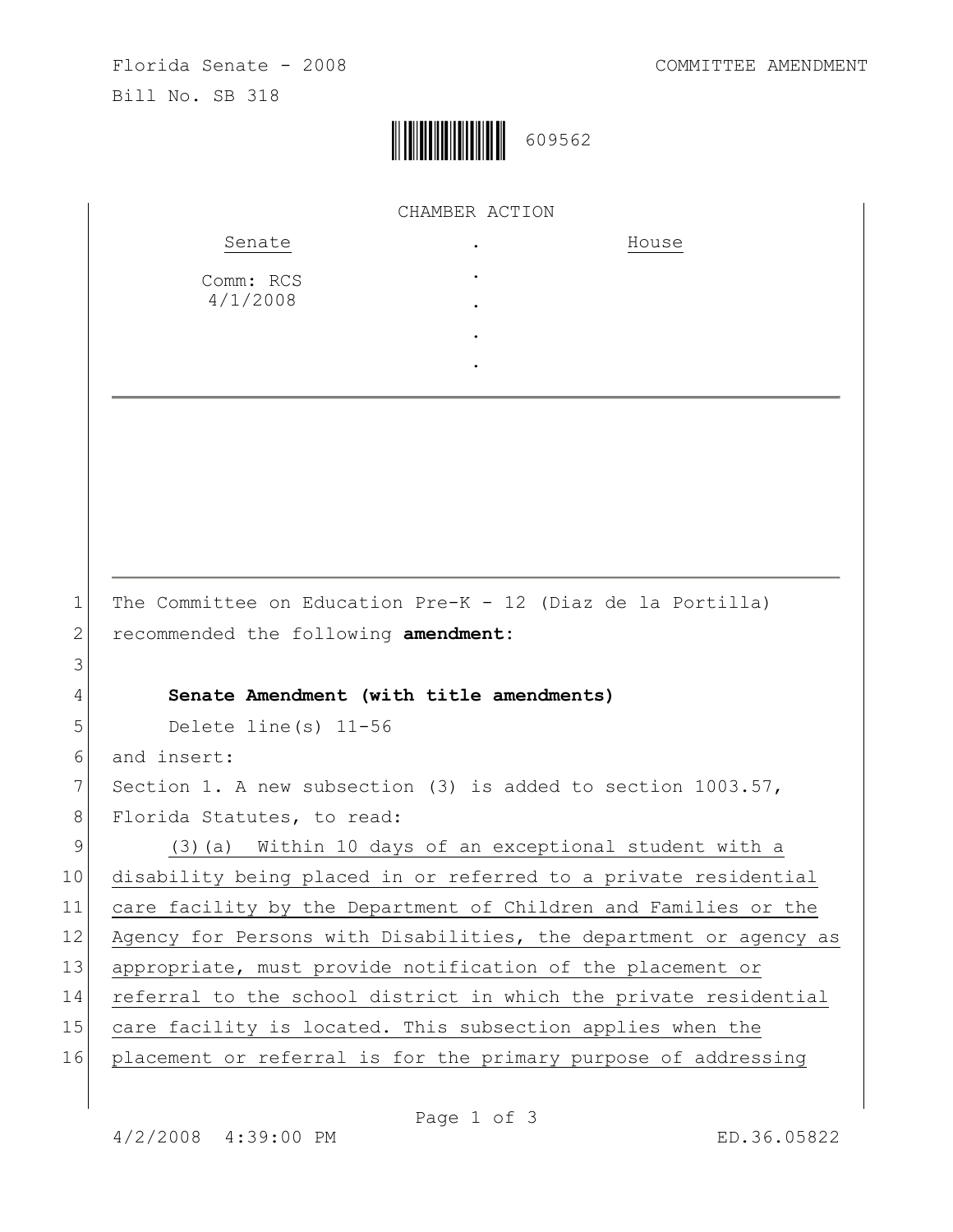Florida Senate - 2008 COMMITTEE AMENDMENT

Bill No. SB 318

609562

CHAMBER ACTION

| Senate | . | House |
| --- | --- | --- |
| Comm: RCS 4/1/2008 | . | |
| | . | |
| | . | |
| | . | |

1 The Committee on Education Pre-K - 12 (Diaz de la Portilla)
2 recommended the following **amendment**:
3
4 **Senate Amendment (with title amendments)**
5 Delete line(s) 11-56
6 and insert:
7 Section 1. A new subsection (3) is added to section 1003.57,
8 Florida Statutes, to read:
9 (3)(a) Within 10 days of an exceptional student with a
10 disability being placed in or referred to a private residential
11 care facility by the Department of Children and Families or the
12 Agency for Persons with Disabilities, the department or agency as
13 appropriate, must provide notification of the placement or
14 referral to the school district in which the private residential
15 care facility is located. This subsection applies when the
16 placement or referral is for the primary purpose of addressing

4/2/2008 4:39:00 PM ED.36.05822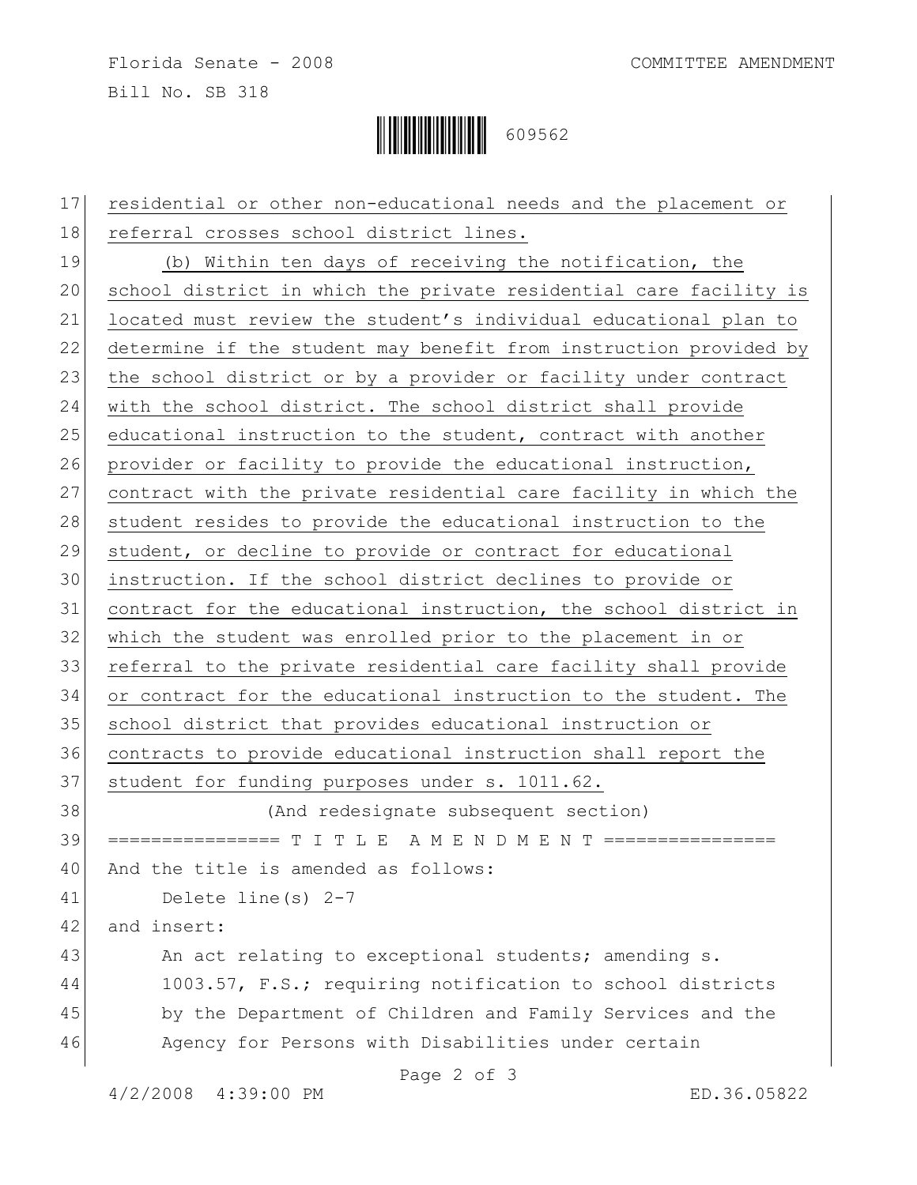residential or other non-educational needs and the placement or referral crosses school district lines.

(b) Within ten days of receiving the notification, the school district in which the private residential care facility is located must review the student's individual educational plan to determine if the student may benefit from instruction provided by the school district or by a provider or facility under contract with the school district. The school district shall provide educational instruction to the student, contract with another provider or facility to provide the educational instruction, contract with the private residential care facility in which the student resides to provide the educational instruction to the student, or decline to provide or contract for educational instruction. If the school district declines to provide or contract for the educational instruction, the school district in which the student was enrolled prior to the placement in or referral to the private residential care facility shall provide or contract for the educational instruction to the student. The school district that provides educational instruction or contracts to provide educational instruction shall report the student for funding purposes under s. 1011.62.

(And redesignate subsequent section)

================ T I T L E A M E N D M E N T ================

And the title is amended as follows:

Delete line(s) 2-7

and insert:

An act relating to exceptional students; amending s. 1003.57, F.S.; requiring notification to school districts by the Department of Children and Family Services and the Agency for Persons with Disabilities under certain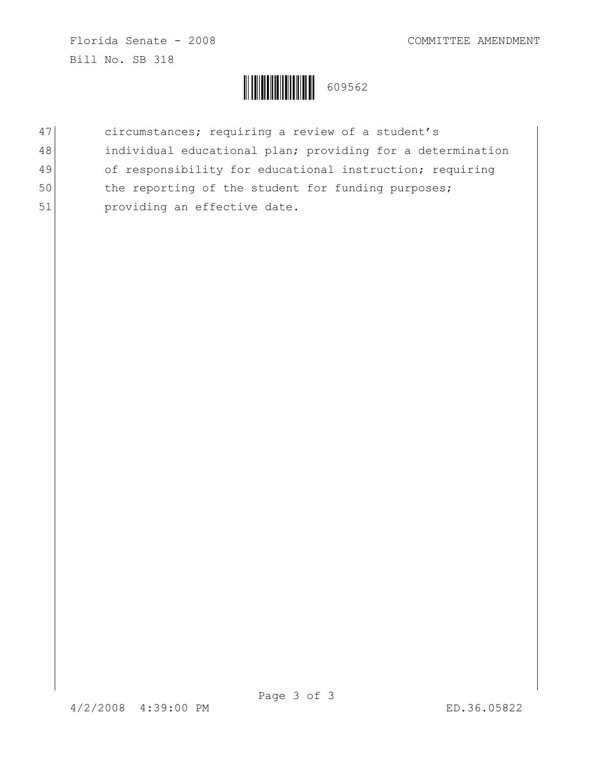47 circumstances; requiring a review of a student's
48 individual educational plan; providing for a determination
49 of responsibility for educational instruction; requiring
50 the reporting of the student for funding purposes;
51 providing an effective date.